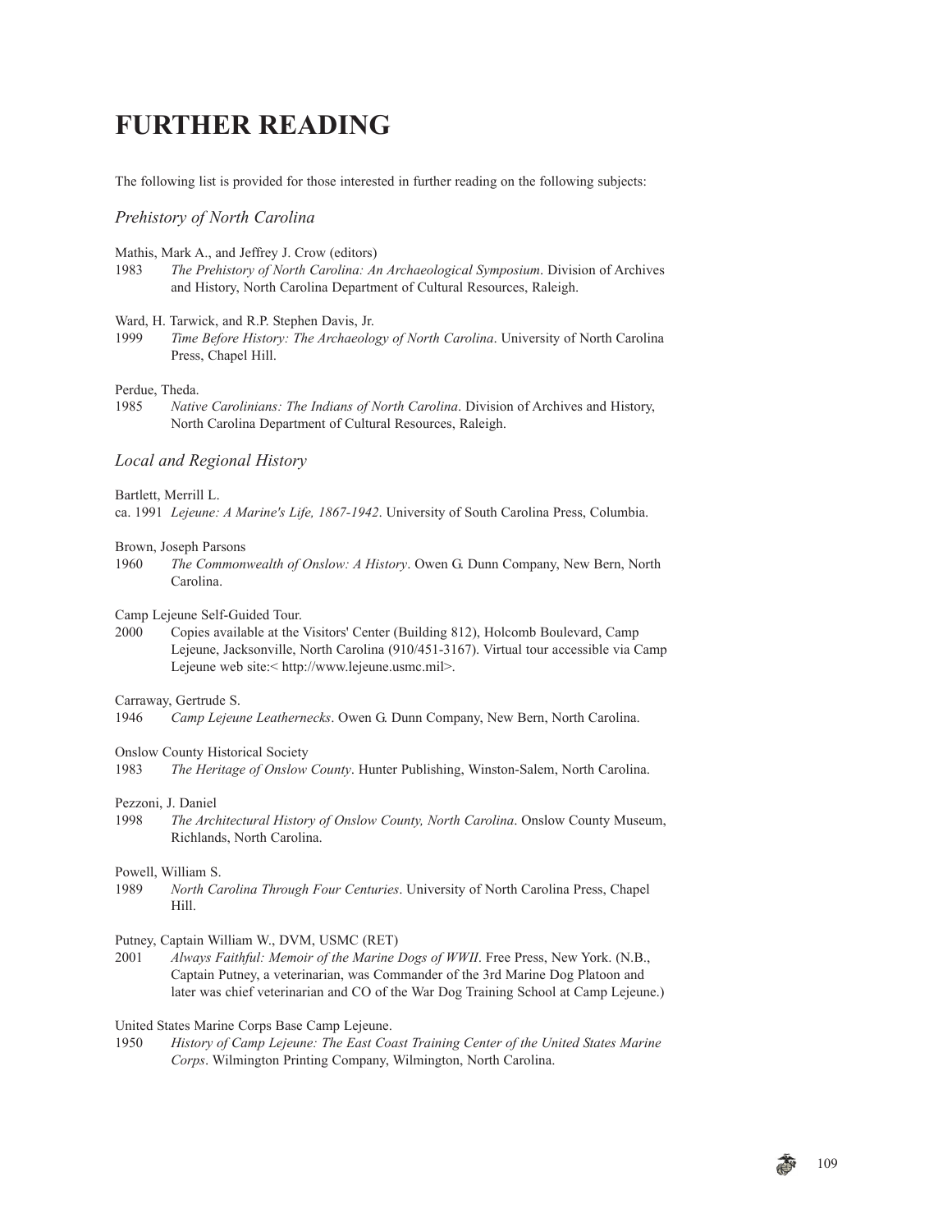# FURTHER READING

The following list is provided for those interested in further reading on the following subjects:

### *Prehistory of North Carolina*

Mathis, Mark A., and Jeffrey J. Crow (editors)

1983 *The Prehistory of North Carolina: An Archaeological Symposium*. Division of Archives and History, North Carolina Department of Cultural Resources, Raleigh.

Ward, H. Tarwick, and R.P. Stephen Davis, Jr.

1999 *Time Before History: The Archaeology of North Carolina*. University of North Carolina Press, Chapel Hill.

Perdue, Theda.

1985 *Native Carolinians: The Indians of North Carolina*. Division of Archives and History, North Carolina Department of Cultural Resources, Raleigh.

### *Local and Regional History*

Bartlett, Merrill L.

ca. 1991 *Lejeune: A Marine's Life, 1867-1942*. University of South Carolina Press, Columbia.

Brown, Joseph Parsons

1960 *The Commonwealth of Onslow: A History*. Owen G. Dunn Company, New Bern, North Carolina.

Camp Lejeune Self-Guided Tour.

2000 Copies available at the Visitors' Center (Building 812), Holcomb Boulevard, Camp Lejeune, Jacksonville, North Carolina (910/451-3167). Virtual tour accessible via Camp Lejeune web site:< http://www.lejeune.usmc.mil>.

Carraway, Gertrude S.

1946 *Camp Lejeune Leathernecks*. Owen G. Dunn Company, New Bern, North Carolina.

Onslow County Historical Society

1983 *The Heritage of Onslow County*. Hunter Publishing, Winston-Salem, North Carolina.

Pezzoni, J. Daniel

1998 *The Architectural History of Onslow County, North Carolina*. Onslow County Museum, Richlands, North Carolina.

Powell, William S.

1989 *North Carolina Through Four Centuries*. University of North Carolina Press, Chapel Hill.

Putney, Captain William W., DVM, USMC (RET)

2001 *Always Faithful: Memoir of the Marine Dogs of WWII*. Free Press, New York. (N.B., Captain Putney, a veterinarian, was Commander of the 3rd Marine Dog Platoon and later was chief veterinarian and CO of the War Dog Training School at Camp Lejeune.)

United States Marine Corps Base Camp Lejeune.

1950 *History of Camp Lejeune: The East Coast Training Center of the United States Marine Corps*. Wilmington Printing Company, Wilmington, North Carolina.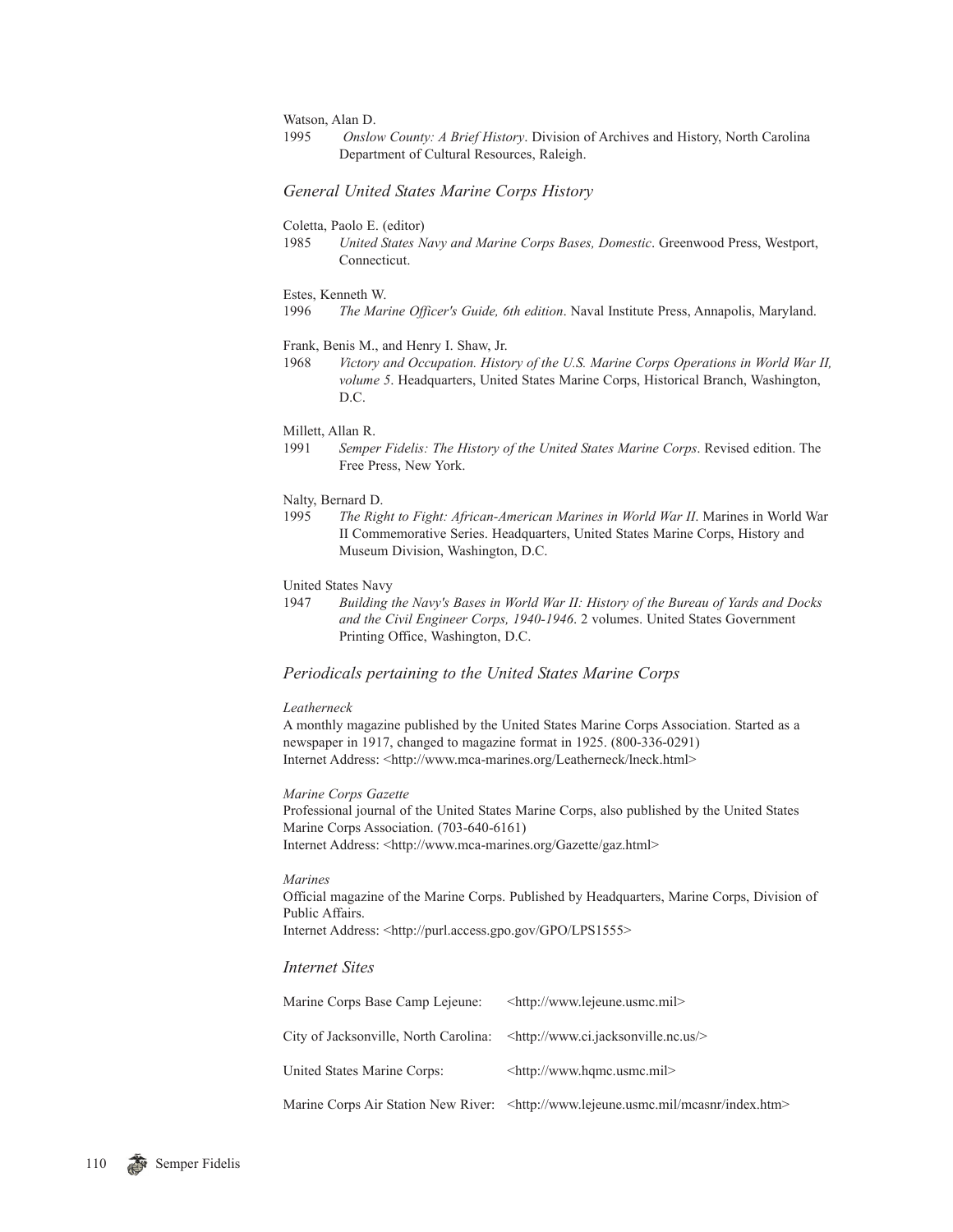Watson, Alan D.

1995 *Onslow County: A Brief History*. Division of Archives and History, North Carolina Department of Cultural Resources, Raleigh.

### *General United States Marine Corps History*

Coletta, Paolo E. (editor)

1985 *United States Navy and Marine Corps Bases, Domestic*. Greenwood Press, Westport, Connecticut.

Estes, Kenneth W.

1996 *The Marine Officer's Guide, 6th edition*. Naval Institute Press, Annapolis, Maryland.

Frank, Benis M., and Henry I. Shaw, Jr.

1968 *Victory and Occupation. History of the U.S. Marine Corps Operations in World War II, volume 5*. Headquarters, United States Marine Corps, Historical Branch, Washington, D.C.

Millett, Allan R.

1991 *Semper Fidelis: The History of the United States Marine Corps*. Revised edition. The Free Press, New York.

Nalty, Bernard D.

1995 *The Right to Fight: African-American Marines in World War II*. Marines in World War II Commemorative Series. Headquarters, United States Marine Corps, History and Museum Division, Washington, D.C.

United States Navy

1947 *Building the Navy's Bases in World War II: History of the Bureau of Yards and Docks and the Civil Engineer Corps, 1940-1946*. 2 volumes. United States Government Printing Office, Washington, D.C.

### *Periodicals pertaining to the United States Marine Corps*

*Leatherneck*

A monthly magazine published by the United States Marine Corps Association. Started as a newspaper in 1917, changed to magazine format in 1925. (800-336-0291)
Internet Address: <http://www.mca-marines.org/Leatherneck/lneck.html>

*Marine Corps Gazette*

Professional journal of the United States Marine Corps, also published by the United States Marine Corps Association. (703-640-6161)
Internet Address: <http://www.mca-marines.org/Gazette/gaz.html>

*Marines*

Official magazine of the Marine Corps. Published by Headquarters, Marine Corps, Division of Public Affairs.
Internet Address: <http://purl.access.gpo.gov/GPO/LPS1555>

### *Internet Sites*

| | |
|---|---|
| Marine Corps Base Camp Lejeune: | <http://www.lejeune.usmc.mil> |
| City of Jacksonville, North Carolina: | <http://www.ci.jacksonville.nc.us/> |
| United States Marine Corps: | <http://www.hqmc.usmc.mil> |
| Marine Corps Air Station New River: | <http://www.lejeune.usmc.mil/mcasnr/index.htm> |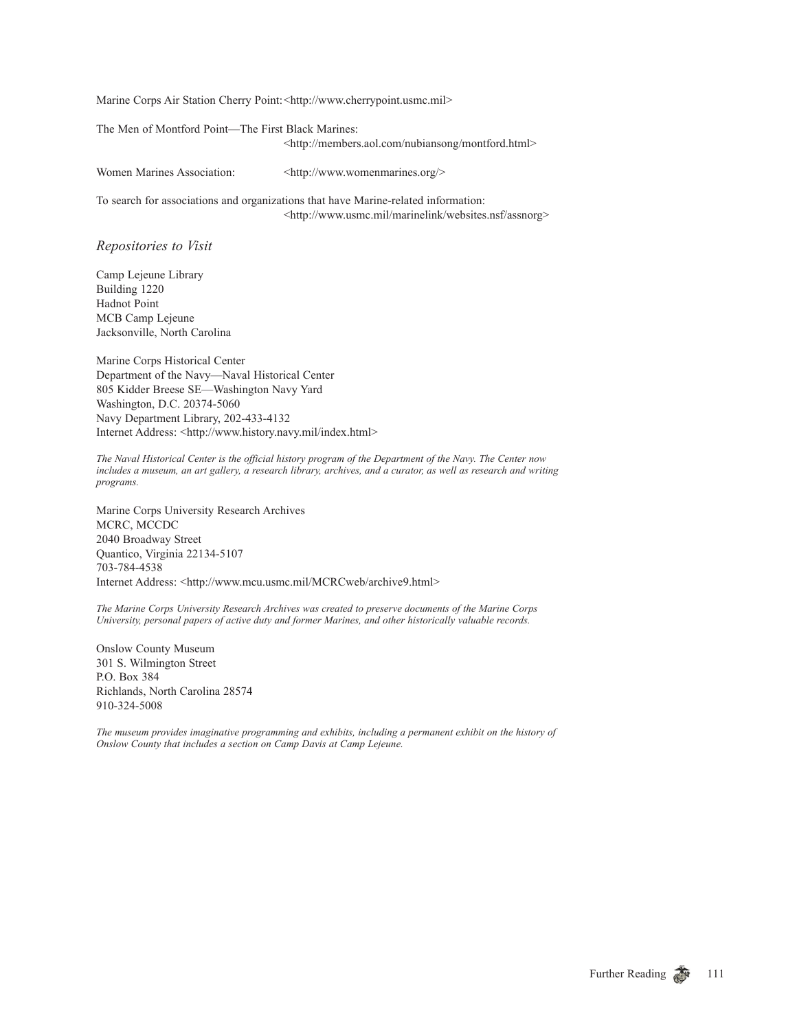Marine Corps Air Station Cherry Point: <http://www.cherrypoint.usmc.mil>

The Men of Montford Point—The First Black Marines:
<http://members.aol.com/nubiansong/montford.html>

Women Marines Association: <http://www.womenmarines.org/>

To search for associations and organizations that have Marine-related information:
<http://www.usmc.mil/marinelink/websites.nsf/assnorg>

### *Repositories to Visit*

Camp Lejeune Library
Building 1220
Hadnot Point
MCB Camp Lejeune
Jacksonville, North Carolina

Marine Corps Historical Center
Department of the Navy—Naval Historical Center
805 Kidder Breese SE—Washington Navy Yard
Washington, D.C. 20374-5060
Navy Department Library, 202-433-4132
Internet Address: <http://www.history.navy.mil/index.html>

*The Naval Historical Center is the official history program of the Department of the Navy. The Center now includes a museum, an art gallery, a research library, archives, and a curator, as well as research and writing programs.*

Marine Corps University Research Archives
MCRC, MCCDC
2040 Broadway Street
Quantico, Virginia 22134-5107
703-784-4538
Internet Address: <http://www.mcu.usmc.mil/MCRCweb/archive9.html>

*The Marine Corps University Research Archives was created to preserve documents of the Marine Corps University, personal papers of active duty and former Marines, and other historically valuable records.*

Onslow County Museum
301 S. Wilmington Street
P.O. Box 384
Richlands, North Carolina 28574
910-324-5008

*The museum provides imaginative programming and exhibits, including a permanent exhibit on the history of Onslow County that includes a section on Camp Davis at Camp Lejeune.*